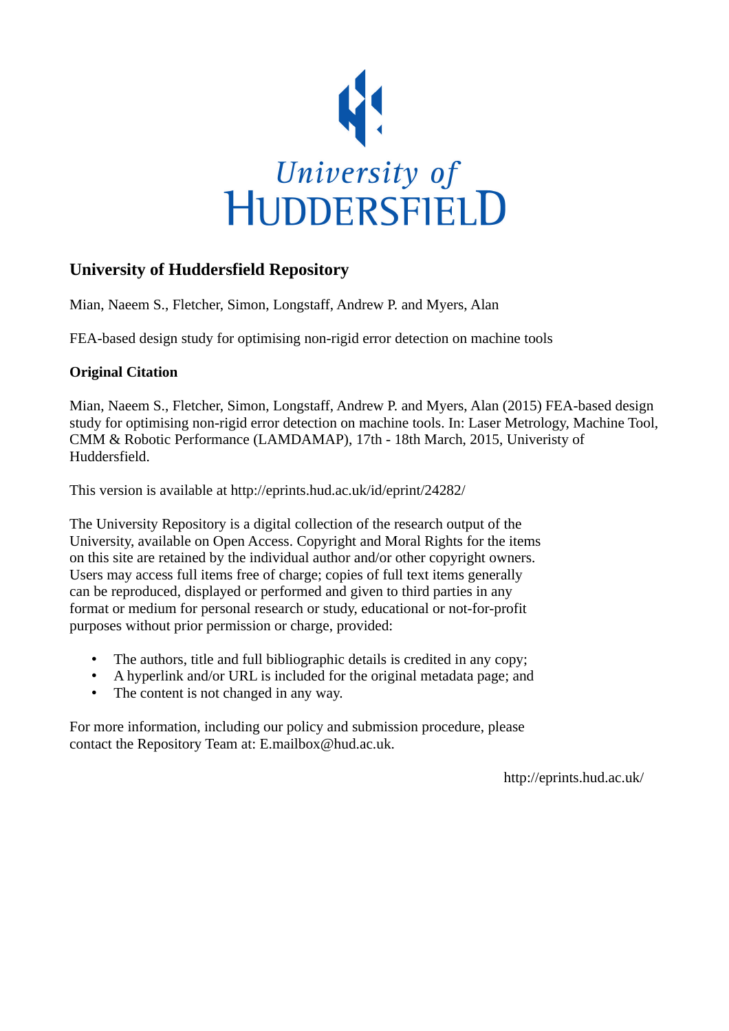University of HUDDERSFIELD

## University of Huddersfield Repository

Mian, Naeem S., Fletcher, Simon, Longstaff, Andrew P. and Myers, Alan

FEA-based design study for optimising non-rigid error detection on machine tools

### Original Citation

Mian, Naeem S., Fletcher, Simon, Longstaff, Andrew P. and Myers, Alan (2015) FEA-based design study for optimising non-rigid error detection on machine tools. In: Laser Metrology, Machine Tool, CMM & Robotic Performance (LAMDAMAP), 17th - 18th March, 2015, Univeristy of Huddersfield.

This version is available at http://eprints.hud.ac.uk/id/eprint/24282/

The University Repository is a digital collection of the research output of the University, available on Open Access. Copyright and Moral Rights for the items on this site are retained by the individual author and/or other copyright owners. Users may access full items free of charge; copies of full text items generally can be reproduced, displayed or performed and given to third parties in any format or medium for personal research or study, educational or not-for-profit purposes without prior permission or charge, provided:

- The authors, title and full bibliographic details is credited in any copy;
- A hyperlink and/or URL is included for the original metadata page; and
- The content is not changed in any way.

For more information, including our policy and submission procedure, please contact the Repository Team at: E.mailbox@hud.ac.uk.

http://eprints.hud.ac.uk/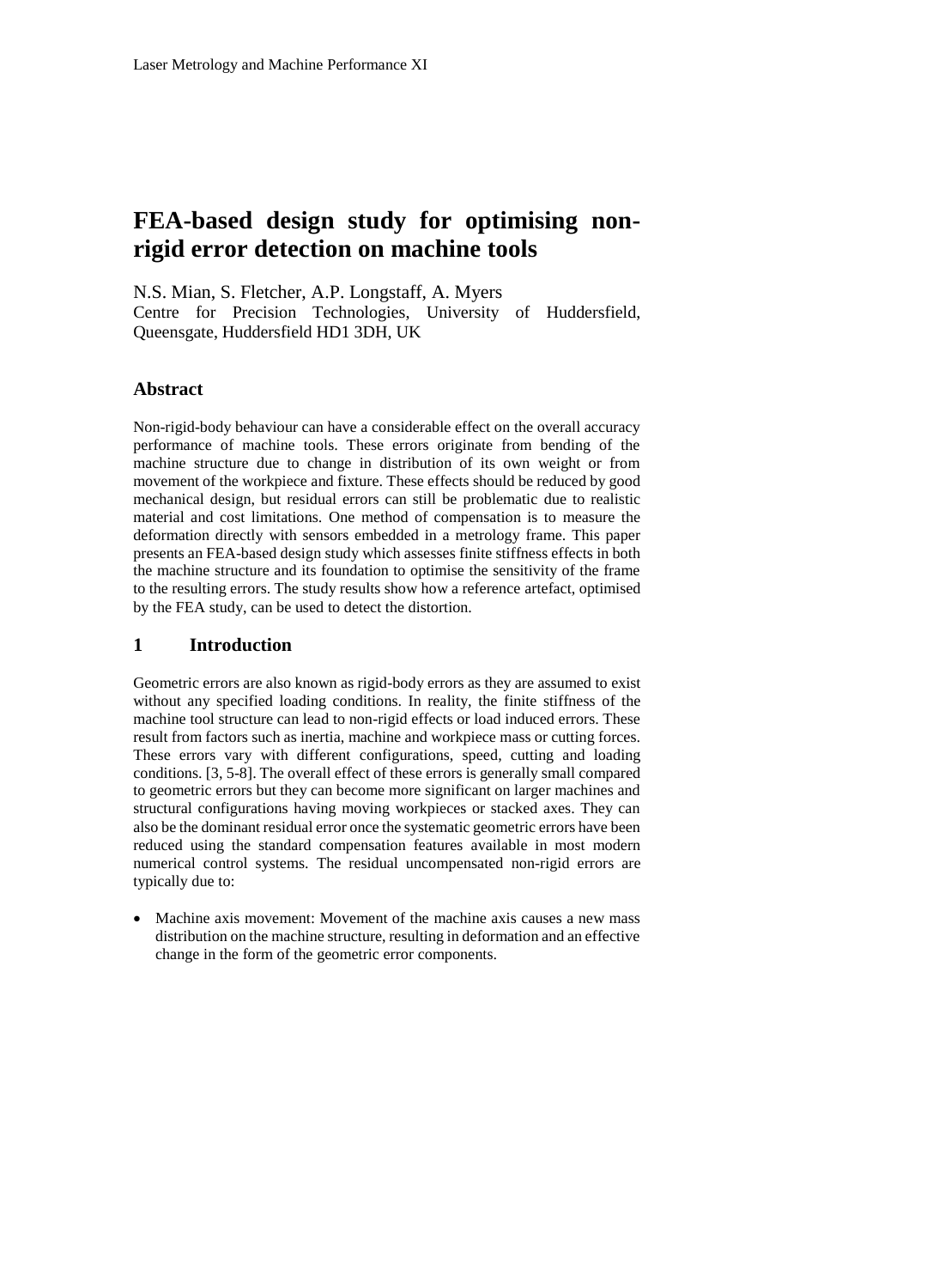# FEA-based design study for optimising non-rigid error detection on machine tools

N.S. Mian, S. Fletcher, A.P. Longstaff, A. Myers
Centre for Precision Technologies, University of Huddersfield, Queensgate, Huddersfield HD1 3DH, UK

## Abstract

Non-rigid-body behaviour can have a considerable effect on the overall accuracy performance of machine tools. These errors originate from bending of the machine structure due to change in distribution of its own weight or from movement of the workpiece and fixture. These effects should be reduced by good mechanical design, but residual errors can still be problematic due to realistic material and cost limitations. One method of compensation is to measure the deformation directly with sensors embedded in a metrology frame. This paper presents an FEA-based design study which assesses finite stiffness effects in both the machine structure and its foundation to optimise the sensitivity of the frame to the resulting errors. The study results show how a reference artefact, optimised by the FEA study, can be used to detect the distortion.

## 1 Introduction

Geometric errors are also known as rigid-body errors as they are assumed to exist without any specified loading conditions. In reality, the finite stiffness of the machine tool structure can lead to non-rigid effects or load induced errors. These result from factors such as inertia, machine and workpiece mass or cutting forces. These errors vary with different configurations, speed, cutting and loading conditions. [3, 5-8]. The overall effect of these errors is generally small compared to geometric errors but they can become more significant on larger machines and structural configurations having moving workpieces or stacked axes. They can also be the dominant residual error once the systematic geometric errors have been reduced using the standard compensation features available in most modern numerical control systems. The residual uncompensated non-rigid errors are typically due to:

- Machine axis movement: Movement of the machine axis causes a new mass distribution on the machine structure, resulting in deformation and an effective change in the form of the geometric error components.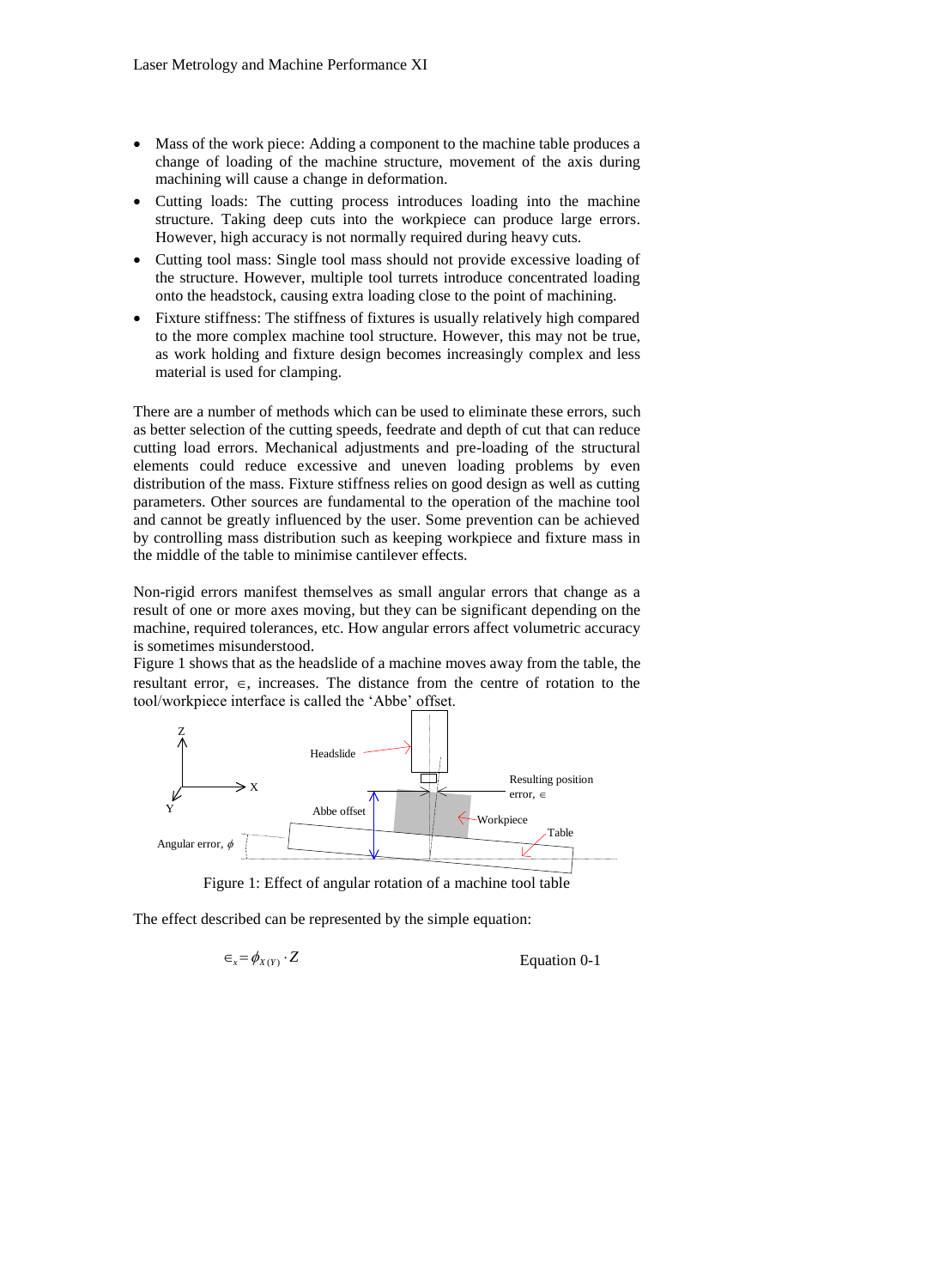- Mass of the work piece: Adding a component to the machine table produces a change of loading of the machine structure, movement of the axis during machining will cause a change in deformation.
- Cutting loads: The cutting process introduces loading into the machine structure. Taking deep cuts into the workpiece can produce large errors. However, high accuracy is not normally required during heavy cuts.
- Cutting tool mass: Single tool mass should not provide excessive loading of the structure. However, multiple tool turrets introduce concentrated loading onto the headstock, causing extra loading close to the point of machining.
- Fixture stiffness: The stiffness of fixtures is usually relatively high compared to the more complex machine tool structure. However, this may not be true, as work holding and fixture design becomes increasingly complex and less material is used for clamping.

There are a number of methods which can be used to eliminate these errors, such as better selection of the cutting speeds, feedrate and depth of cut that can reduce cutting load errors. Mechanical adjustments and pre-loading of the structural elements could reduce excessive and uneven loading problems by even distribution of the mass. Fixture stiffness relies on good design as well as cutting parameters. Other sources are fundamental to the operation of the machine tool and cannot be greatly influenced by the user. Some prevention can be achieved by controlling mass distribution such as keeping workpiece and fixture mass in the middle of the table to minimise cantilever effects.

Non-rigid errors manifest themselves as small angular errors that change as a result of one or more axes moving, but they can be significant depending on the machine, required tolerances, etc. How angular errors affect volumetric accuracy is sometimes misunderstood.

Figure 1 shows that as the headslide of a machine moves away from the table, the resultant error, $\in$, increases. The distance from the centre of rotation to the tool/workpiece interface is called the 'Abbe' offset.

Figure 1: Effect of angular rotation of a machine tool table

The effect described can be represented by the simple equation:

$$\in_x = \phi_{X(Y)} \cdot Z \qquad \text{Equation 0-1}$$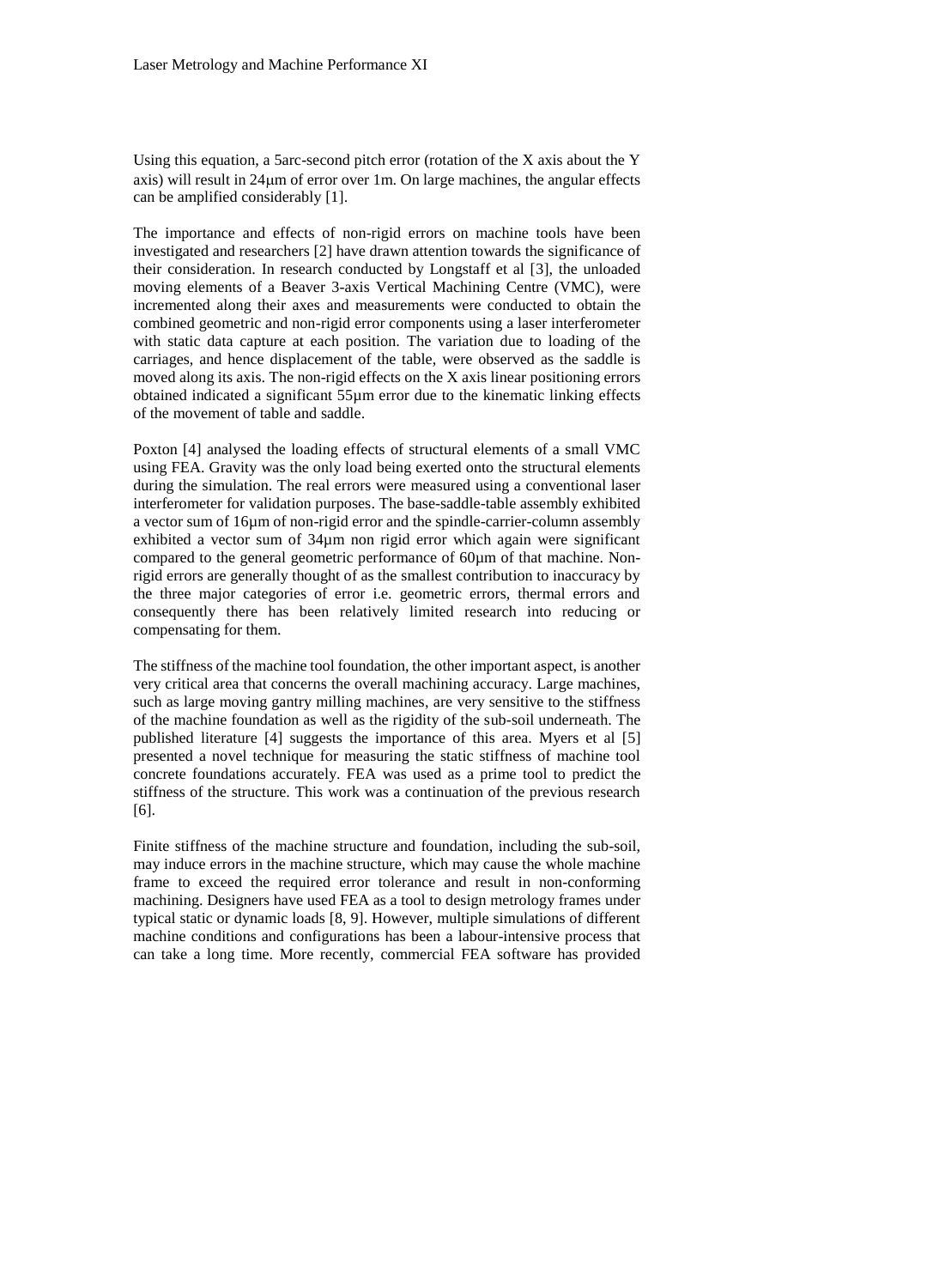Using this equation, a 5arc-second pitch error (rotation of the X axis about the Y axis) will result in 24μm of error over 1m. On large machines, the angular effects can be amplified considerably [1].

The importance and effects of non-rigid errors on machine tools have been investigated and researchers [2] have drawn attention towards the significance of their consideration. In research conducted by Longstaff et al [3], the unloaded moving elements of a Beaver 3-axis Vertical Machining Centre (VMC), were incremented along their axes and measurements were conducted to obtain the combined geometric and non-rigid error components using a laser interferometer with static data capture at each position. The variation due to loading of the carriages, and hence displacement of the table, were observed as the saddle is moved along its axis. The non-rigid effects on the X axis linear positioning errors obtained indicated a significant 55µm error due to the kinematic linking effects of the movement of table and saddle.

Poxton [4] analysed the loading effects of structural elements of a small VMC using FEA. Gravity was the only load being exerted onto the structural elements during the simulation. The real errors were measured using a conventional laser interferometer for validation purposes. The base-saddle-table assembly exhibited a vector sum of 16µm of non-rigid error and the spindle-carrier-column assembly exhibited a vector sum of 34µm non rigid error which again were significant compared to the general geometric performance of 60µm of that machine. Non-rigid errors are generally thought of as the smallest contribution to inaccuracy by the three major categories of error i.e. geometric errors, thermal errors and consequently there has been relatively limited research into reducing or compensating for them.

The stiffness of the machine tool foundation, the other important aspect, is another very critical area that concerns the overall machining accuracy. Large machines, such as large moving gantry milling machines, are very sensitive to the stiffness of the machine foundation as well as the rigidity of the sub-soil underneath. The published literature [4] suggests the importance of this area. Myers et al [5] presented a novel technique for measuring the static stiffness of machine tool concrete foundations accurately. FEA was used as a prime tool to predict the stiffness of the structure. This work was a continuation of the previous research [6].

Finite stiffness of the machine structure and foundation, including the sub-soil, may induce errors in the machine structure, which may cause the whole machine frame to exceed the required error tolerance and result in non-conforming machining. Designers have used FEA as a tool to design metrology frames under typical static or dynamic loads [8, 9]. However, multiple simulations of different machine conditions and configurations has been a labour-intensive process that can take a long time. More recently, commercial FEA software has provided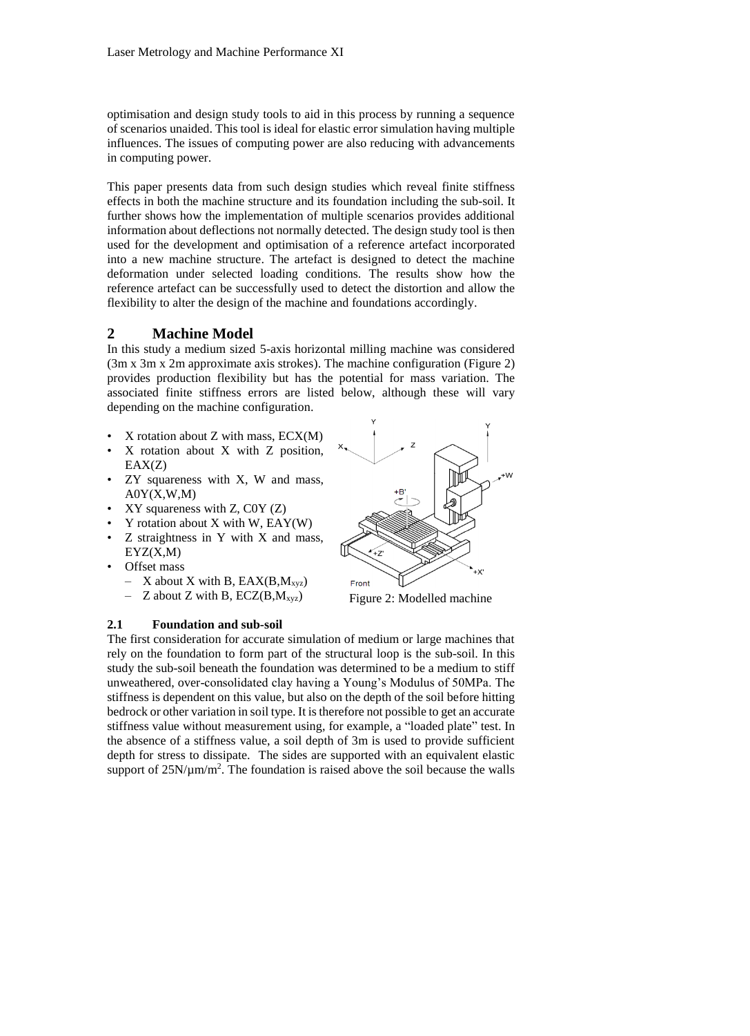optimisation and design study tools to aid in this process by running a sequence of scenarios unaided. This tool is ideal for elastic error simulation having multiple influences. The issues of computing power are also reducing with advancements in computing power.

This paper presents data from such design studies which reveal finite stiffness effects in both the machine structure and its foundation including the sub-soil. It further shows how the implementation of multiple scenarios provides additional information about deflections not normally detected. The design study tool is then used for the development and optimisation of a reference artefact incorporated into a new machine structure. The artefact is designed to detect the machine deformation under selected loading conditions. The results show how the reference artefact can be successfully used to detect the distortion and allow the flexibility to alter the design of the machine and foundations accordingly.

# 2 Machine Model

In this study a medium sized 5-axis horizontal milling machine was considered (3m x 3m x 2m approximate axis strokes). The machine configuration (Figure 2) provides production flexibility but has the potential for mass variation. The associated finite stiffness errors are listed below, although these will vary depending on the machine configuration.

- X rotation about Z with mass, ECX(M)
- X rotation about X with Z position, EAX(Z)
- ZY squareness with X, W and mass, A0Y(X,W,M)
- XY squareness with Z, C0Y (Z)
- Y rotation about X with W, EAY(W)
- Z straightness in Y with X and mass, EYZ(X,M)
- Offset mass
  - X about X with B, EAX(B,$M_{xyz}$)
  - Z about Z with B, ECZ(B,$M_{xyz}$)

Figure 2: Modelled machine

## 2.1 Foundation and sub-soil

The first consideration for accurate simulation of medium or large machines that rely on the foundation to form part of the structural loop is the sub-soil. In this study the sub-soil beneath the foundation was determined to be a medium to stiff unweathered, over-consolidated clay having a Young's Modulus of 50MPa. The stiffness is dependent on this value, but also on the depth of the soil before hitting bedrock or other variation in soil type. It is therefore not possible to get an accurate stiffness value without measurement using, for example, a "loaded plate" test. In the absence of a stiffness value, a soil depth of 3m is used to provide sufficient depth for stress to dissipate. The sides are supported with an equivalent elastic support of 25N/µm/m$^2$. The foundation is raised above the soil because the walls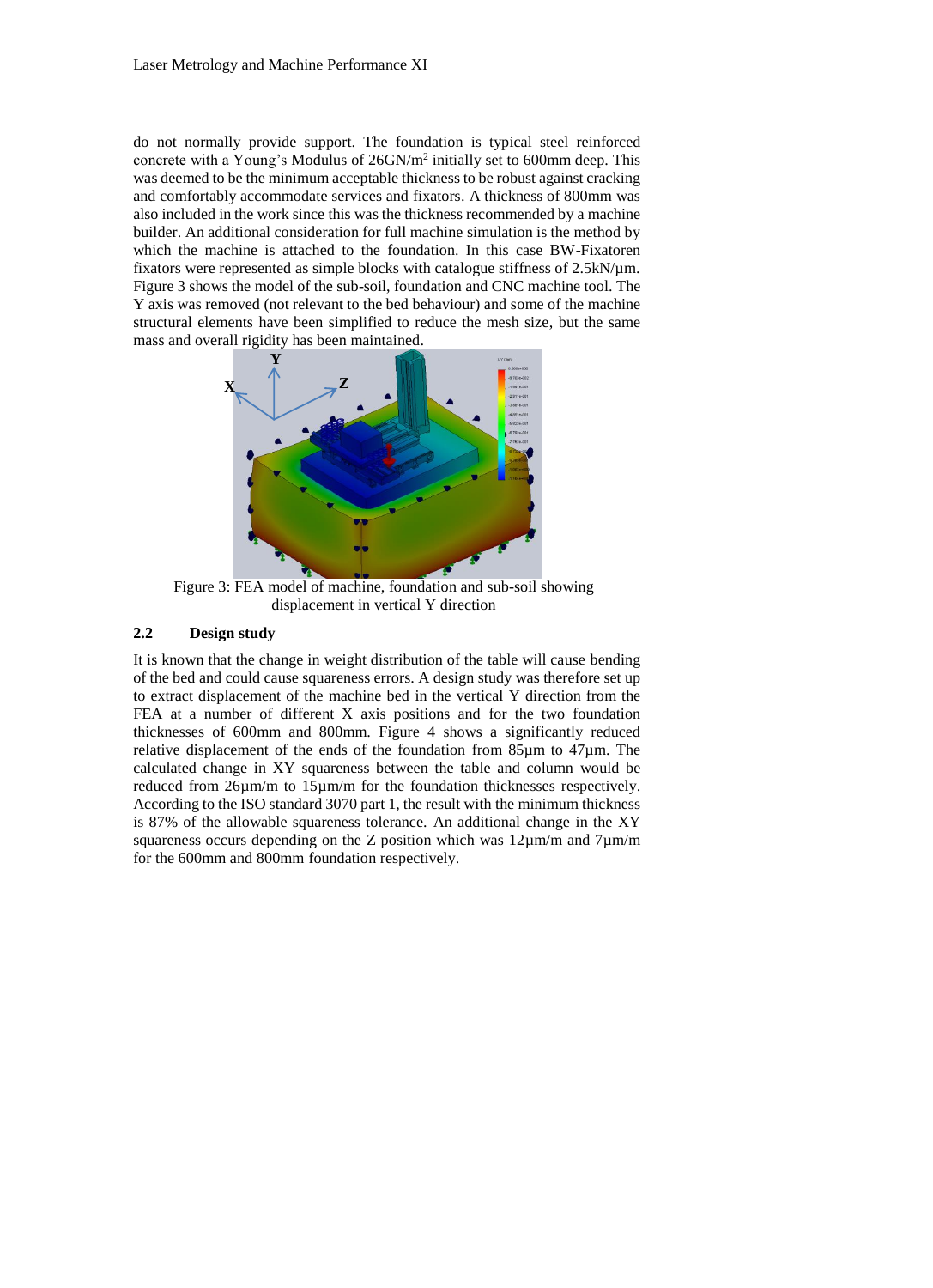do not normally provide support. The foundation is typical steel reinforced concrete with a Young's Modulus of $26GN/m^2$ initially set to 600mm deep. This was deemed to be the minimum acceptable thickness to be robust against cracking and comfortably accommodate services and fixators. A thickness of 800mm was also included in the work since this was the thickness recommended by a machine builder. An additional consideration for full machine simulation is the method by which the machine is attached to the foundation. In this case BW-Fixatoren fixators were represented as simple blocks with catalogue stiffness of 2.5kN/µm. Figure 3 shows the model of the sub-soil, foundation and CNC machine tool. The Y axis was removed (not relevant to the bed behaviour) and some of the machine structural elements have been simplified to reduce the mesh size, but the same mass and overall rigidity has been maintained.

Figure 3: FEA model of machine, foundation and sub-soil showing displacement in vertical Y direction

### 2.2 Design study

It is known that the change in weight distribution of the table will cause bending of the bed and could cause squareness errors. A design study was therefore set up to extract displacement of the machine bed in the vertical Y direction from the FEA at a number of different X axis positions and for the two foundation thicknesses of 600mm and 800mm. Figure 4 shows a significantly reduced relative displacement of the ends of the foundation from 85µm to 47µm. The calculated change in XY squareness between the table and column would be reduced from 26µm/m to 15µm/m for the foundation thicknesses respectively. According to the ISO standard 3070 part 1, the result with the minimum thickness is 87% of the allowable squareness tolerance. An additional change in the XY squareness occurs depending on the Z position which was 12µm/m and 7µm/m for the 600mm and 800mm foundation respectively.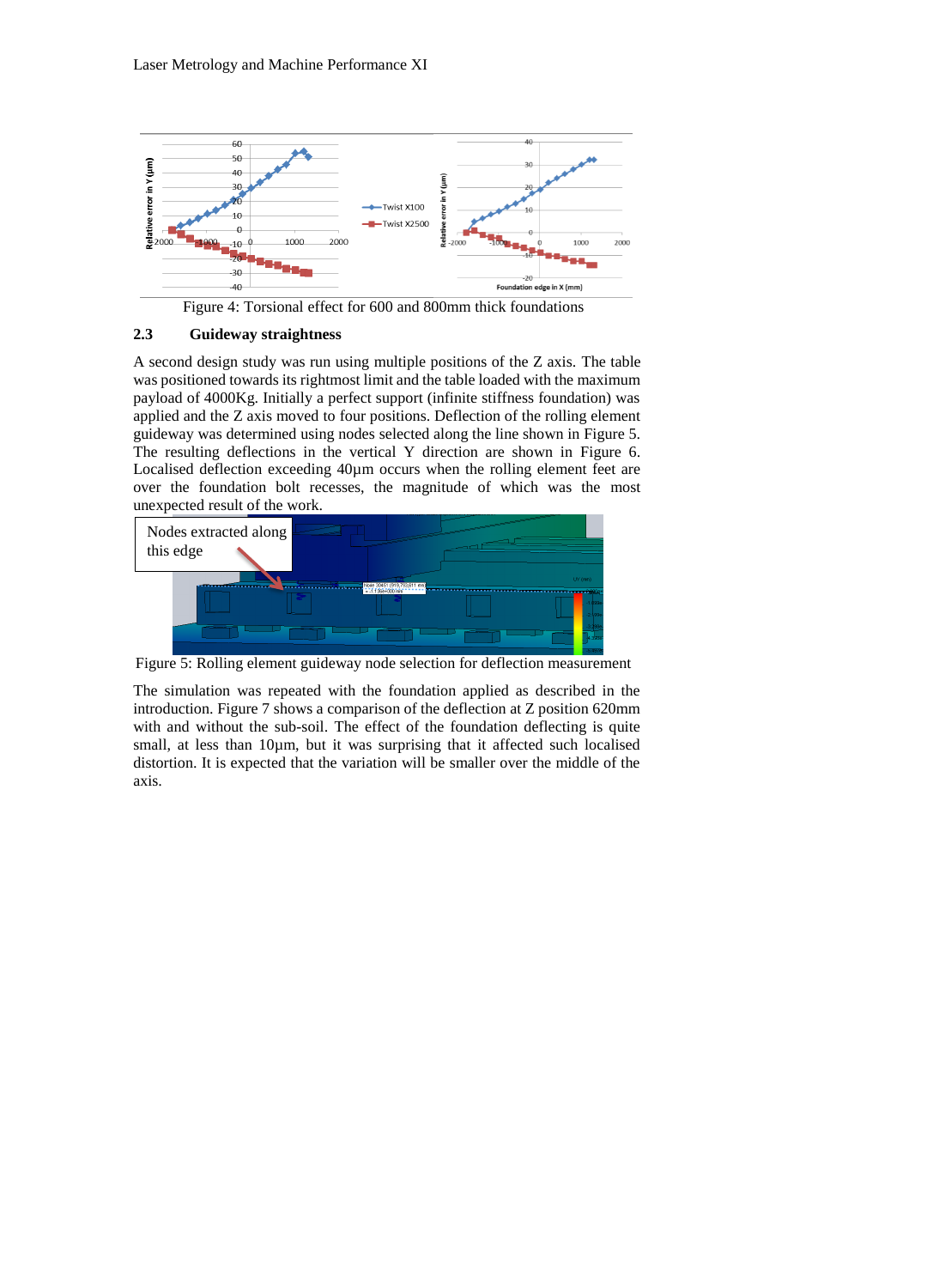Figure 4: Torsional effect for 600 and 800mm thick foundations

## 2.3 Guideway straightness

A second design study was run using multiple positions of the Z axis. The table was positioned towards its rightmost limit and the table loaded with the maximum payload of 4000Kg. Initially a perfect support (infinite stiffness foundation) was applied and the Z axis moved to four positions. Deflection of the rolling element guideway was determined using nodes selected along the line shown in Figure 5. The resulting deflections in the vertical Y direction are shown in Figure 6. Localised deflection exceeding 40µm occurs when the rolling element feet are over the foundation bolt recesses, the magnitude of which was the most unexpected result of the work.

Figure 5: Rolling element guideway node selection for deflection measurement

The simulation was repeated with the foundation applied as described in the introduction. Figure 7 shows a comparison of the deflection at Z position 620mm with and without the sub-soil. The effect of the foundation deflecting is quite small, at less than 10µm, but it was surprising that it affected such localised distortion. It is expected that the variation will be smaller over the middle of the axis.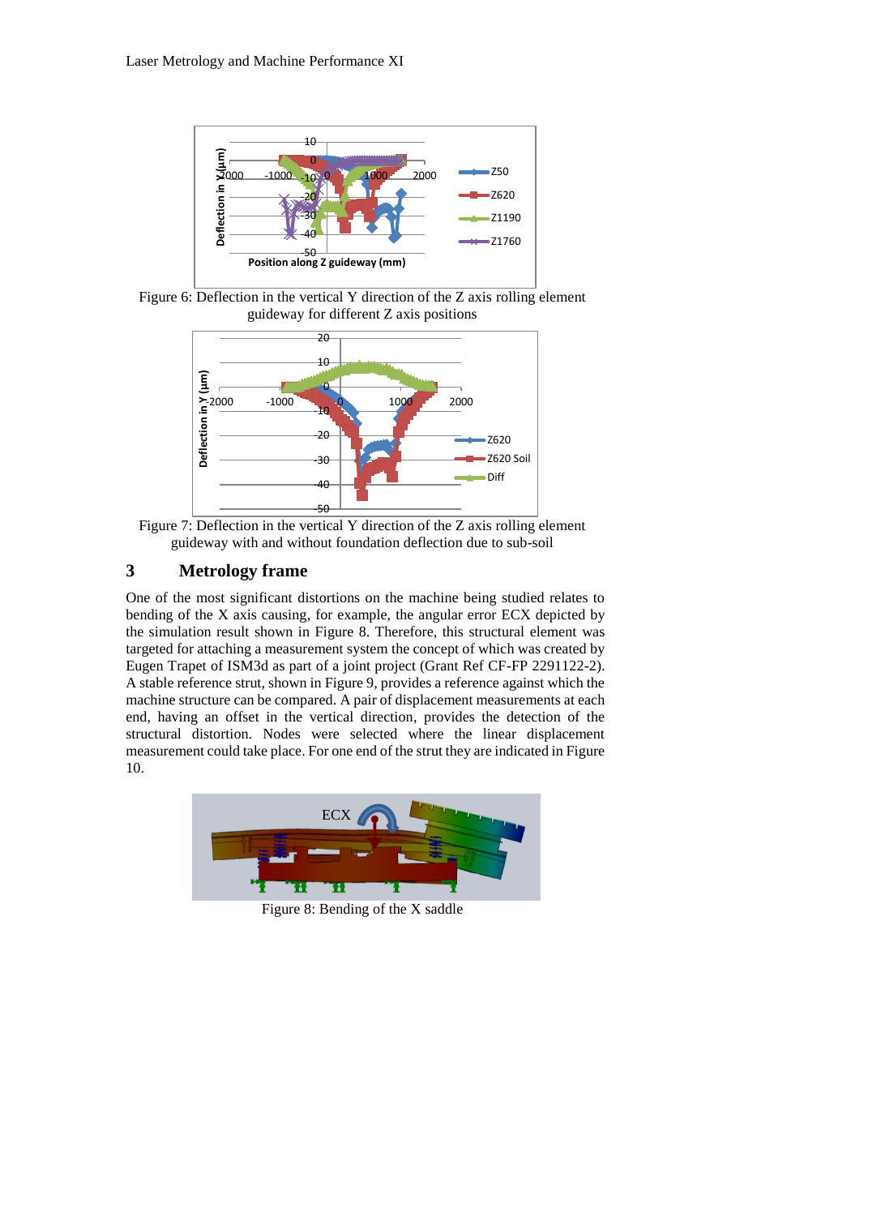Figure 6: Deflection in the vertical Y direction of the Z axis rolling element guideway for different Z axis positions

Figure 7: Deflection in the vertical Y direction of the Z axis rolling element guideway with and without foundation deflection due to sub-soil

## 3 Metrology frame

One of the most significant distortions on the machine being studied relates to bending of the X axis causing, for example, the angular error ECX depicted by the simulation result shown in Figure 8. Therefore, this structural element was targeted for attaching a measurement system the concept of which was created by Eugen Trapet of ISM3d as part of a joint project (Grant Ref CF-FP 2291122-2). A stable reference strut, shown in Figure 9, provides a reference against which the machine structure can be compared. A pair of displacement measurements at each end, having an offset in the vertical direction, provides the detection of the structural distortion. Nodes were selected where the linear displacement measurement could take place. For one end of the strut they are indicated in Figure 10.

Figure 8: Bending of the X saddle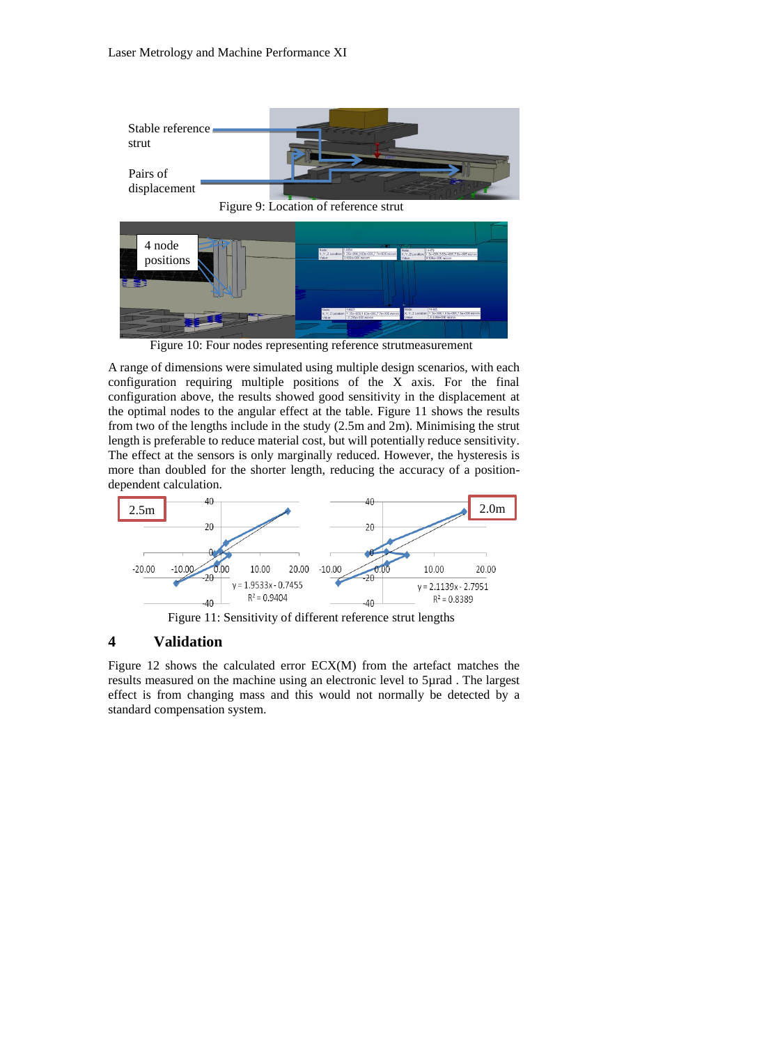Figure 9: Location of reference strut

Figure 10: Four nodes representing reference strutmeasurement

A range of dimensions were simulated using multiple design scenarios, with each configuration requiring multiple positions of the X axis. For the final configuration above, the results showed good sensitivity in the displacement at the optimal nodes to the angular effect at the table. Figure 11 shows the results from two of the lengths include in the study (2.5m and 2m). Minimising the strut length is preferable to reduce material cost, but will potentially reduce sensitivity. The effect at the sensors is only marginally reduced. However, the hysteresis is more than doubled for the shorter length, reducing the accuracy of a position-dependent calculation.

Figure 11: Sensitivity of different reference strut lengths

## 4 Validation

Figure 12 shows the calculated error ECX(M) from the artefact matches the results measured on the machine using an electronic level to 5µrad . The largest effect is from changing mass and this would not normally be detected by a standard compensation system.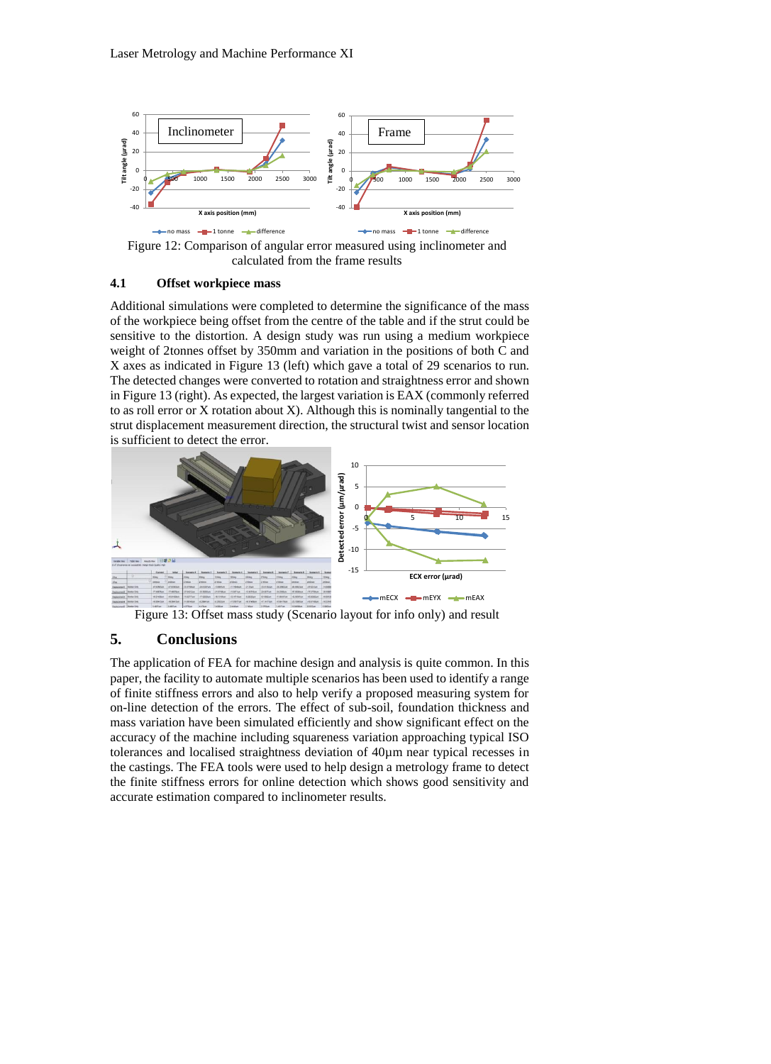Figure 12: Comparison of angular error measured using inclinometer and calculated from the frame results

### 4.1 Offset workpiece mass

Additional simulations were completed to determine the significance of the mass of the workpiece being offset from the centre of the table and if the strut could be sensitive to the distortion. A design study was run using a medium workpiece weight of 2tonnes offset by 350mm and variation in the positions of both C and X axes as indicated in Figure 13 (left) which gave a total of 29 scenarios to run. The detected changes were converted to rotation and straightness error and shown in Figure 13 (right). As expected, the largest variation is EAX (commonly referred to as roll error or X rotation about X). Although this is nominally tangential to the strut displacement measurement direction, the structural twist and sensor location is sufficient to detect the error.

Figure 13: Offset mass study (Scenario layout for info only) and result

## 5. Conclusions

The application of FEA for machine design and analysis is quite common. In this paper, the facility to automate multiple scenarios has been used to identify a range of finite stiffness errors and also to help verify a proposed measuring system for on-line detection of the errors. The effect of sub-soil, foundation thickness and mass variation have been simulated efficiently and show significant effect on the accuracy of the machine including squareness variation approaching typical ISO tolerances and localised straightness deviation of 40µm near typical recesses in the castings. The FEA tools were used to help design a metrology frame to detect the finite stiffness errors for online detection which shows good sensitivity and accurate estimation compared to inclinometer results.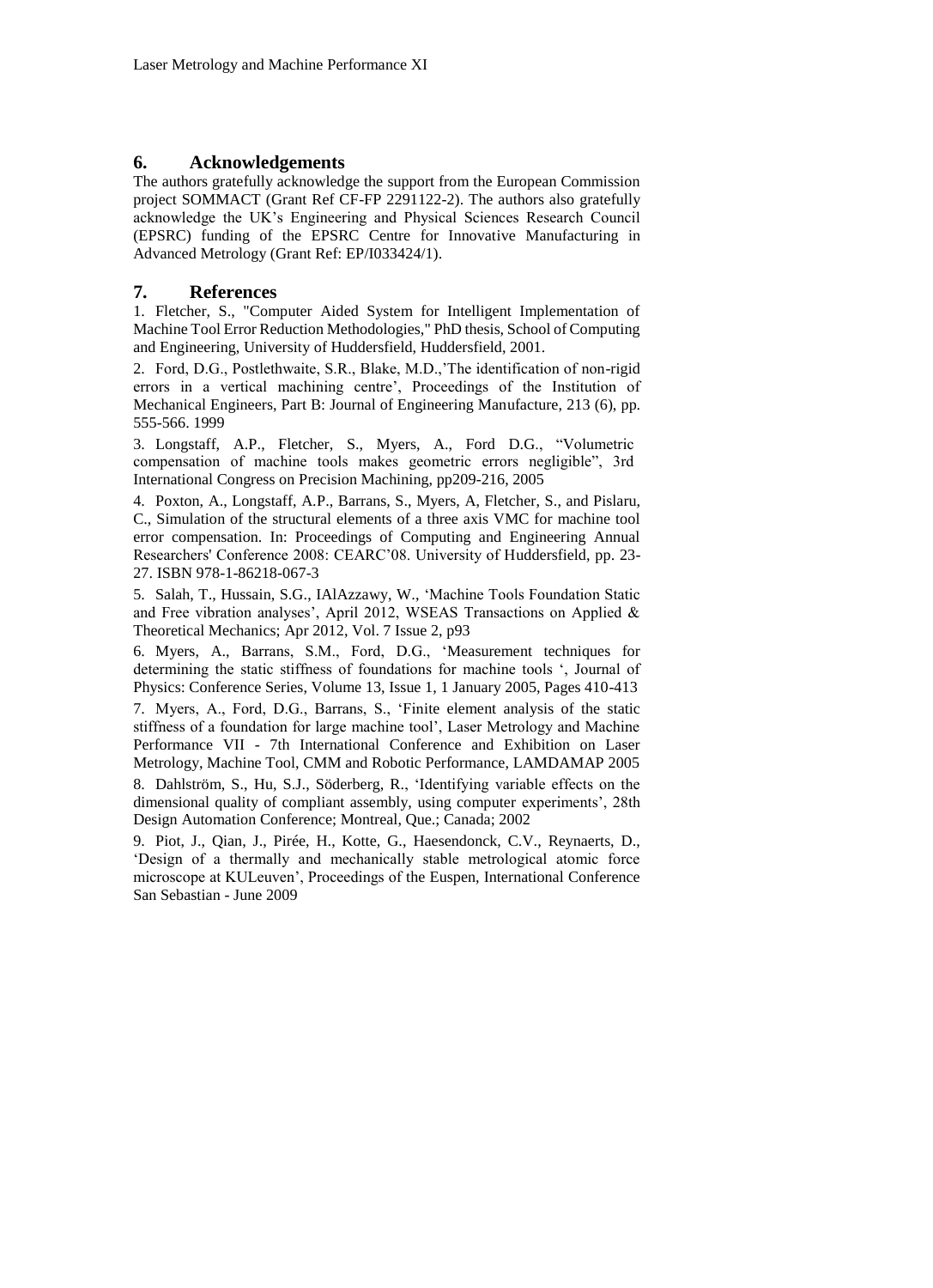## 6. Acknowledgements

The authors gratefully acknowledge the support from the European Commission project SOMMACT (Grant Ref CF-FP 2291122-2). The authors also gratefully acknowledge the UK's Engineering and Physical Sciences Research Council (EPSRC) funding of the EPSRC Centre for Innovative Manufacturing in Advanced Metrology (Grant Ref: EP/I033424/1).

## 7. References

1. Fletcher, S., "Computer Aided System for Intelligent Implementation of Machine Tool Error Reduction Methodologies," PhD thesis, School of Computing and Engineering, University of Huddersfield, Huddersfield, 2001.

2. Ford, D.G., Postlethwaite, S.R., Blake, M.D.,'The identification of non-rigid errors in a vertical machining centre', Proceedings of the Institution of Mechanical Engineers, Part B: Journal of Engineering Manufacture, 213 (6), pp. 555-566. 1999

3. Longstaff, A.P., Fletcher, S., Myers, A., Ford D.G., "Volumetric compensation of machine tools makes geometric errors negligible", 3rd International Congress on Precision Machining, pp209-216, 2005

4. Poxton, A., Longstaff, A.P., Barrans, S., Myers, A, Fletcher, S., and Pislaru, C., Simulation of the structural elements of a three axis VMC for machine tool error compensation. In: Proceedings of Computing and Engineering Annual Researchers' Conference 2008: CEARC'08. University of Huddersfield, pp. 23-27. ISBN 978-1-86218-067-3

5. Salah, T., Hussain, S.G., IAlAzzawy, W., 'Machine Tools Foundation Static and Free vibration analyses', April 2012, WSEAS Transactions on Applied & Theoretical Mechanics; Apr 2012, Vol. 7 Issue 2, p93

6. Myers, A., Barrans, S.M., Ford, D.G., 'Measurement techniques for determining the static stiffness of foundations for machine tools ', Journal of Physics: Conference Series, Volume 13, Issue 1, 1 January 2005, Pages 410-413

7. Myers, A., Ford, D.G., Barrans, S., 'Finite element analysis of the static stiffness of a foundation for large machine tool', Laser Metrology and Machine Performance VII - 7th International Conference and Exhibition on Laser Metrology, Machine Tool, CMM and Robotic Performance, LAMDAMAP 2005

8. Dahlström, S., Hu, S.J., Söderberg, R., 'Identifying variable effects on the dimensional quality of compliant assembly, using computer experiments', 28th Design Automation Conference; Montreal, Que.; Canada; 2002

9. Piot, J., Qian, J., Pirée, H., Kotte, G., Haesendonck, C.V., Reynaerts, D., 'Design of a thermally and mechanically stable metrological atomic force microscope at KULeuven', Proceedings of the Euspen, International Conference San Sebastian - June 2009